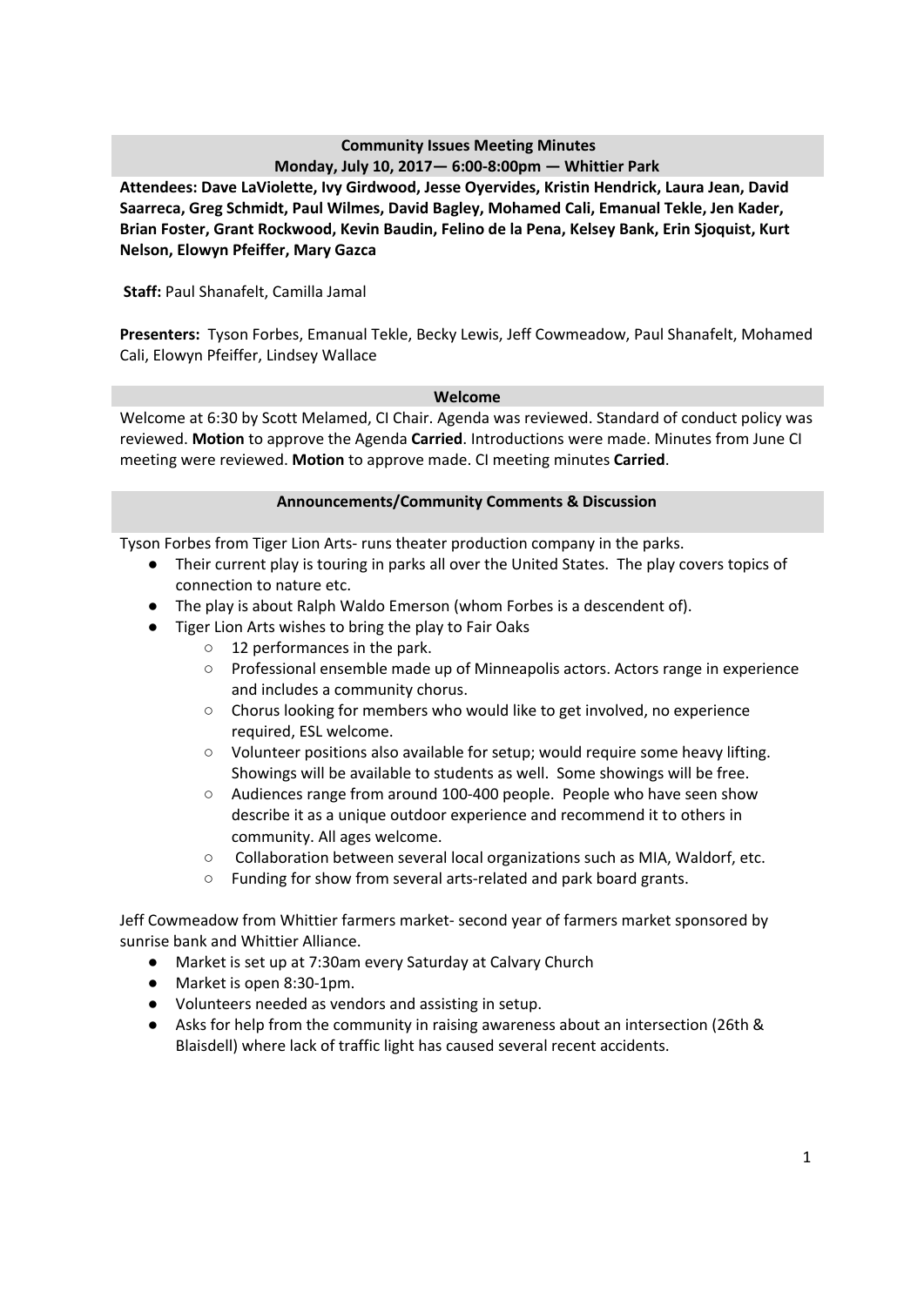**Community Issues Meeting Minutes**
**Monday, July 10, 2017— 6:00-8:00pm — Whittier Park**

**Attendees: Dave LaViolette, Ivy Girdwood, Jesse Oyervides, Kristin Hendrick, Laura Jean, David Saarreca, Greg Schmidt, Paul Wilmes, David Bagley, Mohamed Cali, Emanual Tekle, Jen Kader, Brian Foster, Grant Rockwood, Kevin Baudin, Felino de la Pena, Kelsey Bank, Erin Sjoquist, Kurt Nelson, Elowyn Pfeiffer, Mary Gazca**

**Staff:** Paul Shanafelt, Camilla Jamal

**Presenters:** Tyson Forbes, Emanual Tekle, Becky Lewis, Jeff Cowmeadow, Paul Shanafelt, Mohamed Cali, Elowyn Pfeiffer, Lindsey Wallace

## Welcome

Welcome at 6:30 by Scott Melamed, CI Chair. Agenda was reviewed. Standard of conduct policy was reviewed. **Motion** to approve the Agenda **Carried**. Introductions were made. Minutes from June CI meeting were reviewed. **Motion** to approve made. CI meeting minutes **Carried**.

## Announcements/Community Comments & Discussion

Tyson Forbes from Tiger Lion Arts- runs theater production company in the parks.

- Their current play is touring in parks all over the United States. The play covers topics of connection to nature etc.
- The play is about Ralph Waldo Emerson (whom Forbes is a descendent of).
- Tiger Lion Arts wishes to bring the play to Fair Oaks
    - 12 performances in the park.
    - Professional ensemble made up of Minneapolis actors. Actors range in experience and includes a community chorus.
    - Chorus looking for members who would like to get involved, no experience required, ESL welcome.
    - Volunteer positions also available for setup; would require some heavy lifting. Showings will be available to students as well. Some showings will be free.
    - Audiences range from around 100-400 people. People who have seen show describe it as a unique outdoor experience and recommend it to others in community. All ages welcome.
    - Collaboration between several local organizations such as MIA, Waldorf, etc.
    - Funding for show from several arts-related and park board grants.

Jeff Cowmeadow from Whittier farmers market- second year of farmers market sponsored by sunrise bank and Whittier Alliance.

- Market is set up at 7:30am every Saturday at Calvary Church
- Market is open 8:30-1pm.
- Volunteers needed as vendors and assisting in setup.
- Asks for help from the community in raising awareness about an intersection (26th & Blaisdell) where lack of traffic light has caused several recent accidents.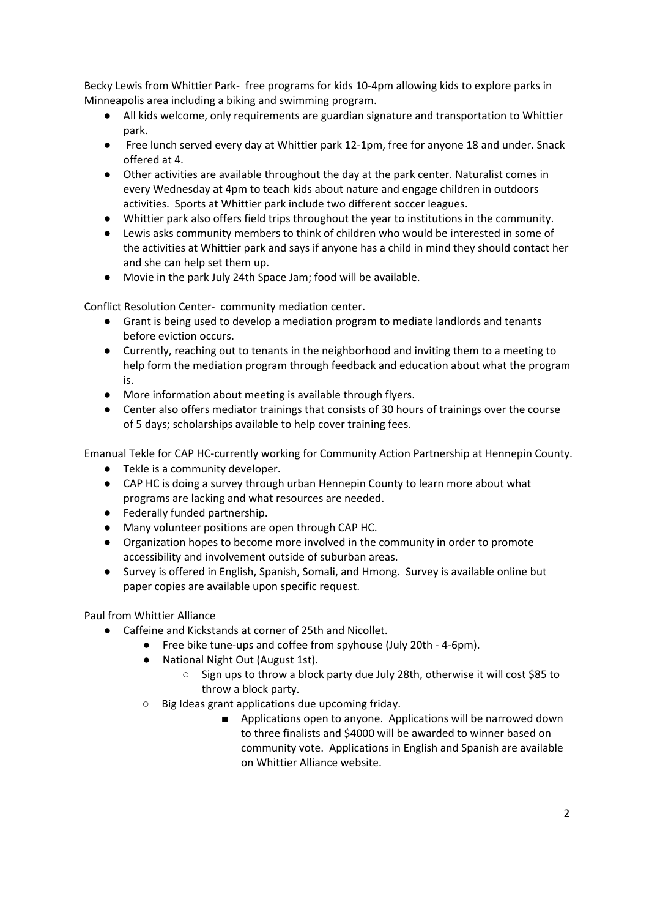Becky Lewis from Whittier Park- free programs for kids 10-4pm allowing kids to explore parks in Minneapolis area including a biking and swimming program.

- All kids welcome, only requirements are guardian signature and transportation to Whittier park.
- Free lunch served every day at Whittier park 12-1pm, free for anyone 18 and under. Snack offered at 4.
- Other activities are available throughout the day at the park center. Naturalist comes in every Wednesday at 4pm to teach kids about nature and engage children in outdoors activities. Sports at Whittier park include two different soccer leagues.
- Whittier park also offers field trips throughout the year to institutions in the community.
- Lewis asks community members to think of children who would be interested in some of the activities at Whittier park and says if anyone has a child in mind they should contact her and she can help set them up.
- Movie in the park July 24th Space Jam; food will be available.

Conflict Resolution Center- community mediation center.

- Grant is being used to develop a mediation program to mediate landlords and tenants before eviction occurs.
- Currently, reaching out to tenants in the neighborhood and inviting them to a meeting to help form the mediation program through feedback and education about what the program is.
- More information about meeting is available through flyers.
- Center also offers mediator trainings that consists of 30 hours of trainings over the course of 5 days; scholarships available to help cover training fees.

Emanual Tekle for CAP HC-currently working for Community Action Partnership at Hennepin County.

- Tekle is a community developer.
- CAP HC is doing a survey through urban Hennepin County to learn more about what programs are lacking and what resources are needed.
- Federally funded partnership.
- Many volunteer positions are open through CAP HC.
- Organization hopes to become more involved in the community in order to promote accessibility and involvement outside of suburban areas.
- Survey is offered in English, Spanish, Somali, and Hmong. Survey is available online but paper copies are available upon specific request.

Paul from Whittier Alliance

- Caffeine and Kickstands at corner of 25th and Nicollet.
    - Free bike tune-ups and coffee from spyhouse (July 20th - 4-6pm).
    - National Night Out (August 1st).
        - Sign ups to throw a block party due July 28th, otherwise it will cost $85 to throw a block party.
    - Big Ideas grant applications due upcoming friday.
        - Applications open to anyone. Applications will be narrowed down to three finalists and $4000 will be awarded to winner based on community vote. Applications in English and Spanish are available on Whittier Alliance website.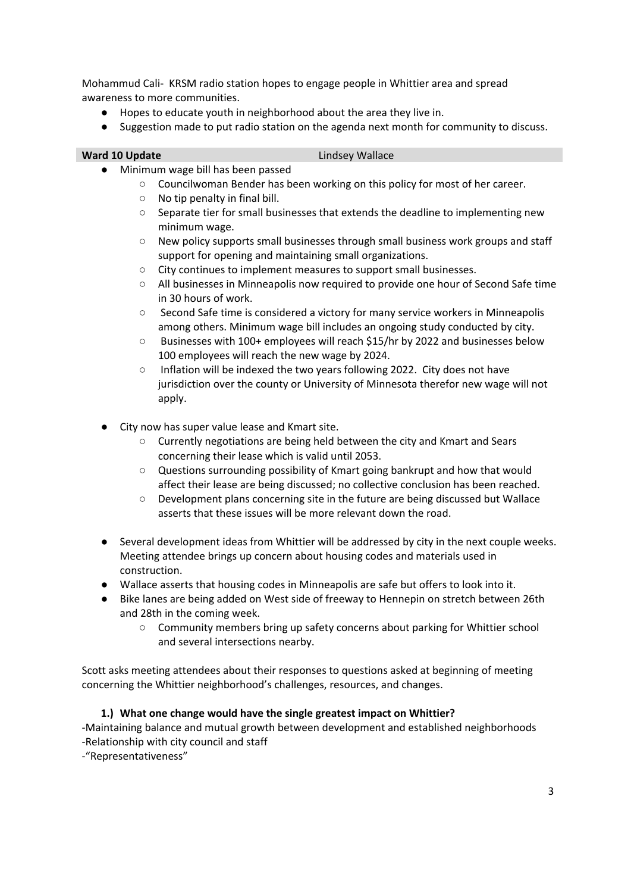Mohammud Cali- KRSM radio station hopes to engage people in Whittier area and spread awareness to more communities.

- Hopes to educate youth in neighborhood about the area they live in.
- Suggestion made to put radio station on the agenda next month for community to discuss.

**Ward 10 Update** Lindsey Wallace

- Minimum wage bill has been passed
  - Councilwoman Bender has been working on this policy for most of her career.
  - No tip penalty in final bill.
  - Separate tier for small businesses that extends the deadline to implementing new minimum wage.
  - New policy supports small businesses through small business work groups and staff support for opening and maintaining small organizations.
  - City continues to implement measures to support small businesses.
  - All businesses in Minneapolis now required to provide one hour of Second Safe time in 30 hours of work.
  - Second Safe time is considered a victory for many service workers in Minneapolis among others. Minimum wage bill includes an ongoing study conducted by city.
  - Businesses with 100+ employees will reach $15/hr by 2022 and businesses below 100 employees will reach the new wage by 2024.
  - Inflation will be indexed the two years following 2022. City does not have jurisdiction over the county or University of Minnesota therefor new wage will not apply.

- City now has super value lease and Kmart site.
  - Currently negotiations are being held between the city and Kmart and Sears concerning their lease which is valid until 2053.
  - Questions surrounding possibility of Kmart going bankrupt and how that would affect their lease are being discussed; no collective conclusion has been reached.
  - Development plans concerning site in the future are being discussed but Wallace asserts that these issues will be more relevant down the road.

- Several development ideas from Whittier will be addressed by city in the next couple weeks. Meeting attendee brings up concern about housing codes and materials used in construction.
- Wallace asserts that housing codes in Minneapolis are safe but offers to look into it.
- Bike lanes are being added on West side of freeway to Hennepin on stretch between 26th and 28th in the coming week.
  - Community members bring up safety concerns about parking for Whittier school and several intersections nearby.

Scott asks meeting attendees about their responses to questions asked at beginning of meeting concerning the Whittier neighborhood's challenges, resources, and changes.

**1.) What one change would have the single greatest impact on Whittier?**

-Maintaining balance and mutual growth between development and established neighborhoods
-Relationship with city council and staff
-"Representativeness"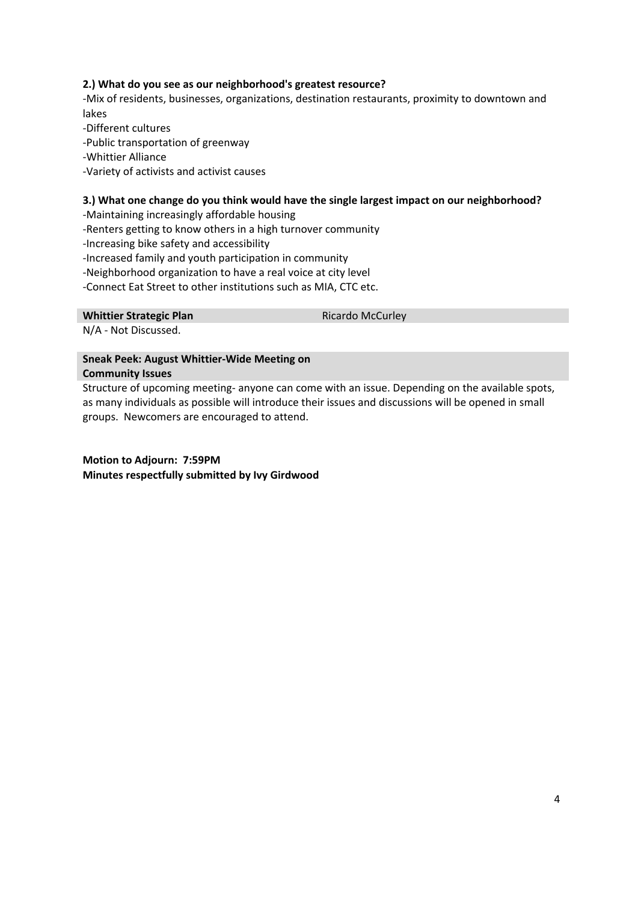**2.) What do you see as our neighborhood's greatest resource?**

-Mix of residents, businesses, organizations, destination restaurants, proximity to downtown and lakes

-Different cultures

-Public transportation of greenway

-Whittier Alliance

-Variety of activists and activist causes

**3.) What one change do you think would have the single largest impact on our neighborhood?**

-Maintaining increasingly affordable housing

-Renters getting to know others in a high turnover community

-Increasing bike safety and accessibility

-Increased family and youth participation in community

-Neighborhood organization to have a real voice at city level

-Connect Eat Street to other institutions such as MIA, CTC etc.

**Whittier Strategic Plan** Ricardo McCurley

N/A - Not Discussed.

**Sneak Peek: August Whittier-Wide Meeting on Community Issues**

Structure of upcoming meeting- anyone can come with an issue. Depending on the available spots, as many individuals as possible will introduce their issues and discussions will be opened in small groups. Newcomers are encouraged to attend.

**Motion to Adjourn: 7:59PM**

**Minutes respectfully submitted by Ivy Girdwood**